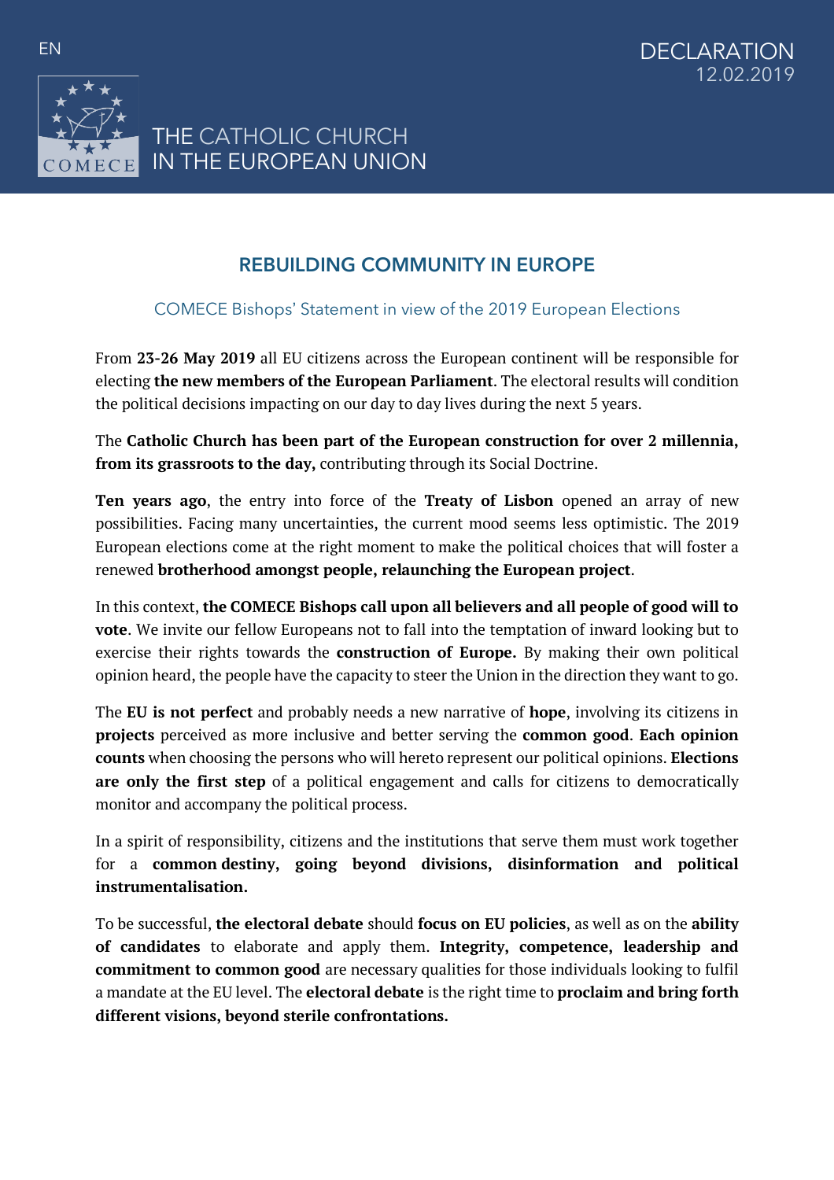EN

DECLARATION
12.02.2019

THE CATHOLIC CHURCH
IN THE EUROPEAN UNION

# REBUILDING COMMUNITY IN EUROPE

## COMECE Bishops' Statement in view of the 2019 European Elections

From **23-26 May 2019** all EU citizens across the European continent will be responsible for electing **the new members of the European Parliament**. The electoral results will condition the political decisions impacting on our day to day lives during the next 5 years.

The **Catholic Church has been part of the European construction for over 2 millennia, from its grassroots to the day,** contributing through its Social Doctrine.

**Ten years ago**, the entry into force of the **Treaty of Lisbon** opened an array of new possibilities. Facing many uncertainties, the current mood seems less optimistic. The 2019 European elections come at the right moment to make the political choices that will foster a renewed **brotherhood amongst people, relaunching the European project**.

In this context, **the COMECE Bishops call upon all believers and all people of good will to vote**. We invite our fellow Europeans not to fall into the temptation of inward looking but to exercise their rights towards the **construction of Europe.** By making their own political opinion heard, the people have the capacity to steer the Union in the direction they want to go.

The **EU is not perfect** and probably needs a new narrative of **hope**, involving its citizens in **projects** perceived as more inclusive and better serving the **common good**. **Each opinion counts** when choosing the persons who will hereto represent our political opinions. **Elections are only the first step** of a political engagement and calls for citizens to democratically monitor and accompany the political process.

In a spirit of responsibility, citizens and the institutions that serve them must work together for a **common destiny, going beyond divisions, disinformation and political instrumentalisation.**

To be successful, **the electoral debate** should **focus on EU policies**, as well as on the **ability of candidates** to elaborate and apply them. **Integrity, competence, leadership and commitment to common good** are necessary qualities for those individuals looking to fulfil a mandate at the EU level. The **electoral debate** is the right time to **proclaim and bring forth different visions, beyond sterile confrontations.**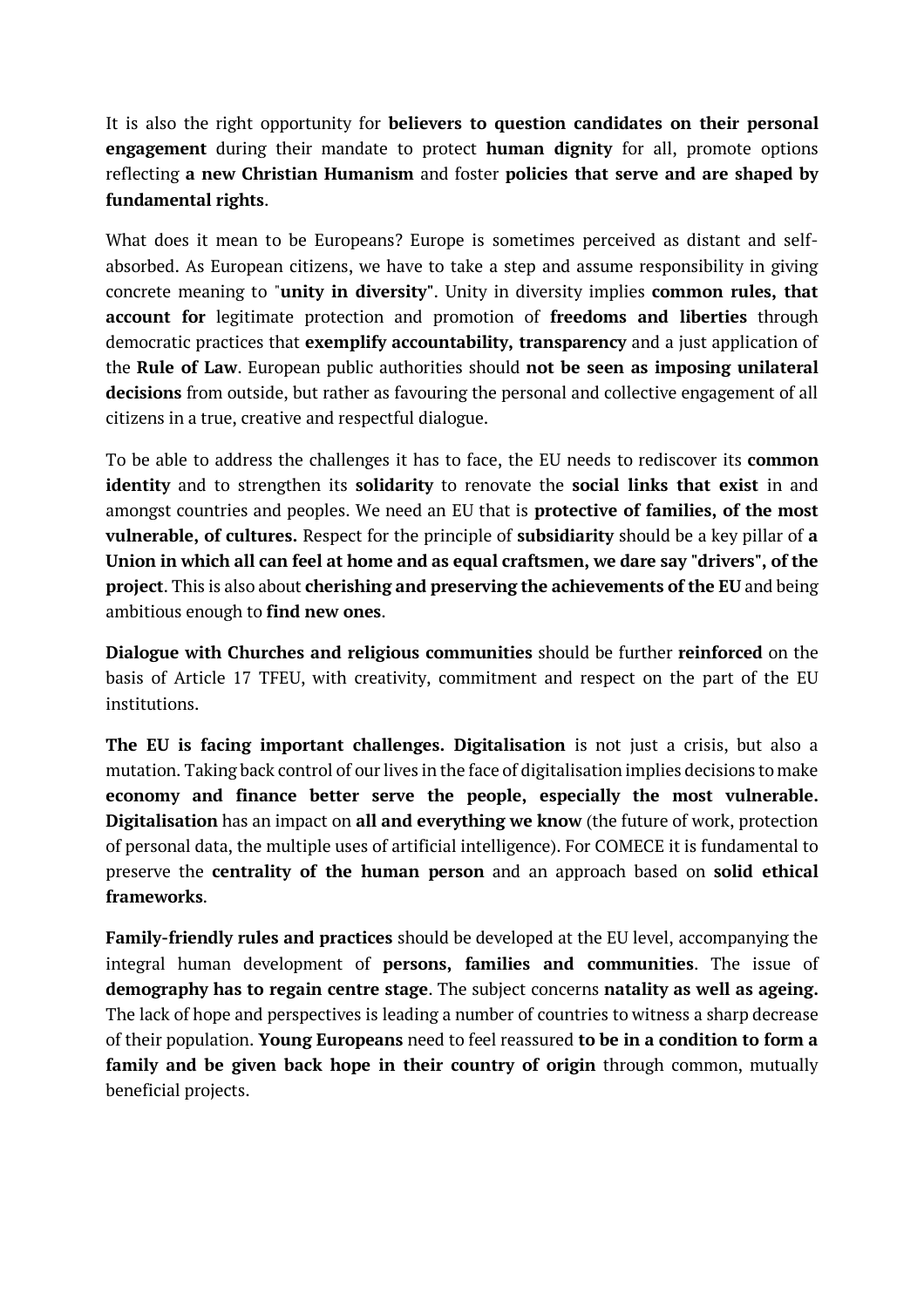It is also the right opportunity for **believers to question candidates on their personal engagement** during their mandate to protect **human dignity** for all, promote options reflecting **a new Christian Humanism** and foster **policies that serve and are shaped by fundamental rights**.

What does it mean to be Europeans? Europe is sometimes perceived as distant and self-absorbed. As European citizens, we have to take a step and assume responsibility in giving concrete meaning to "**unity in diversity**". Unity in diversity implies **common rules, that account for** legitimate protection and promotion of **freedoms and liberties** through democratic practices that **exemplify accountability, transparency** and a just application of the **Rule of Law**. European public authorities should **not be seen as imposing unilateral decisions** from outside, but rather as favouring the personal and collective engagement of all citizens in a true, creative and respectful dialogue.

To be able to address the challenges it has to face, the EU needs to rediscover its **common identity** and to strengthen its **solidarity** to renovate the **social links that exist** in and amongst countries and peoples. We need an EU that is **protective of families, of the most vulnerable, of cultures.** Respect for the principle of **subsidiarity** should be a key pillar of **a Union in which all can feel at home and as equal craftsmen, we dare say "drivers", of the project**. This is also about **cherishing and preserving the achievements of the EU** and being ambitious enough to **find new ones**.

**Dialogue with Churches and religious communities** should be further **reinforced** on the basis of Article 17 TFEU, with creativity, commitment and respect on the part of the EU institutions.

**The EU is facing important challenges. Digitalisation** is not just a crisis, but also a mutation. Taking back control of our lives in the face of digitalisation implies decisions to make **economy and finance better serve the people, especially the most vulnerable. Digitalisation** has an impact on **all and everything we know** (the future of work, protection of personal data, the multiple uses of artificial intelligence). For COMECE it is fundamental to preserve the **centrality of the human person** and an approach based on **solid ethical frameworks**.

**Family-friendly rules and practices** should be developed at the EU level, accompanying the integral human development of **persons, families and communities**. The issue of **demography has to regain centre stage**. The subject concerns **natality as well as ageing.** The lack of hope and perspectives is leading a number of countries to witness a sharp decrease of their population. **Young Europeans** need to feel reassured **to be in a condition to form a family and be given back hope in their country of origin** through common, mutually beneficial projects.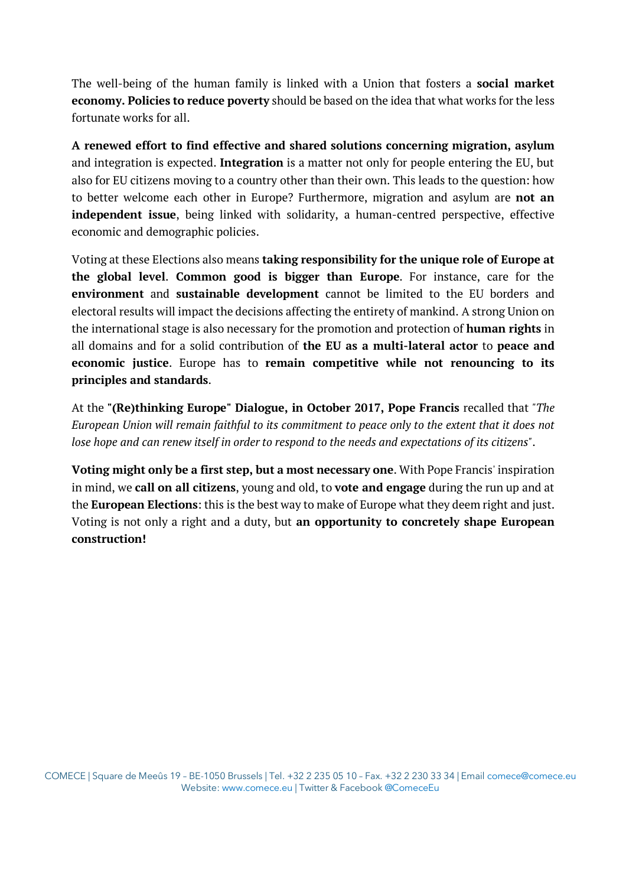The well-being of the human family is linked with a Union that fosters a **social market economy. Policies to reduce poverty** should be based on the idea that what works for the less fortunate works for all.

**A renewed effort to find effective and shared solutions concerning migration, asylum** and integration is expected. **Integration** is a matter not only for people entering the EU, but also for EU citizens moving to a country other than their own. This leads to the question: how to better welcome each other in Europe? Furthermore, migration and asylum are **not an independent issue**, being linked with solidarity, a human-centred perspective, effective economic and demographic policies.

Voting at these Elections also means **taking responsibility for the unique role of Europe at the global level**. **Common good is bigger than Europe**. For instance, care for the **environment** and **sustainable development** cannot be limited to the EU borders and electoral results will impact the decisions affecting the entirety of mankind. A strong Union on the international stage is also necessary for the promotion and protection of **human rights** in all domains and for a solid contribution of **the EU as a multi-lateral actor** to **peace and economic justice**. Europe has to **remain competitive while not renouncing to its principles and standards**.

At the **"(Re)thinking Europe" Dialogue, in October 2017, Pope Francis** recalled that *"The European Union will remain faithful to its commitment to peace only to the extent that it does not lose hope and can renew itself in order to respond to the needs and expectations of its citizens"*.

**Voting might only be a first step, but a most necessary one**. With Pope Francis' inspiration in mind, we **call on all citizens**, young and old, to **vote and engage** during the run up and at the **European Elections**: this is the best way to make of Europe what they deem right and just. Voting is not only a right and a duty, but **an opportunity to concretely shape European construction!**

COMECE | Square de Meeûs 19 – BE-1050 Brussels | Tel. +32 2 235 05 10 – Fax. +32 2 230 33 34 | Email comece@comece.eu
Website: www.comece.eu | Twitter & Facebook @ComeceEu